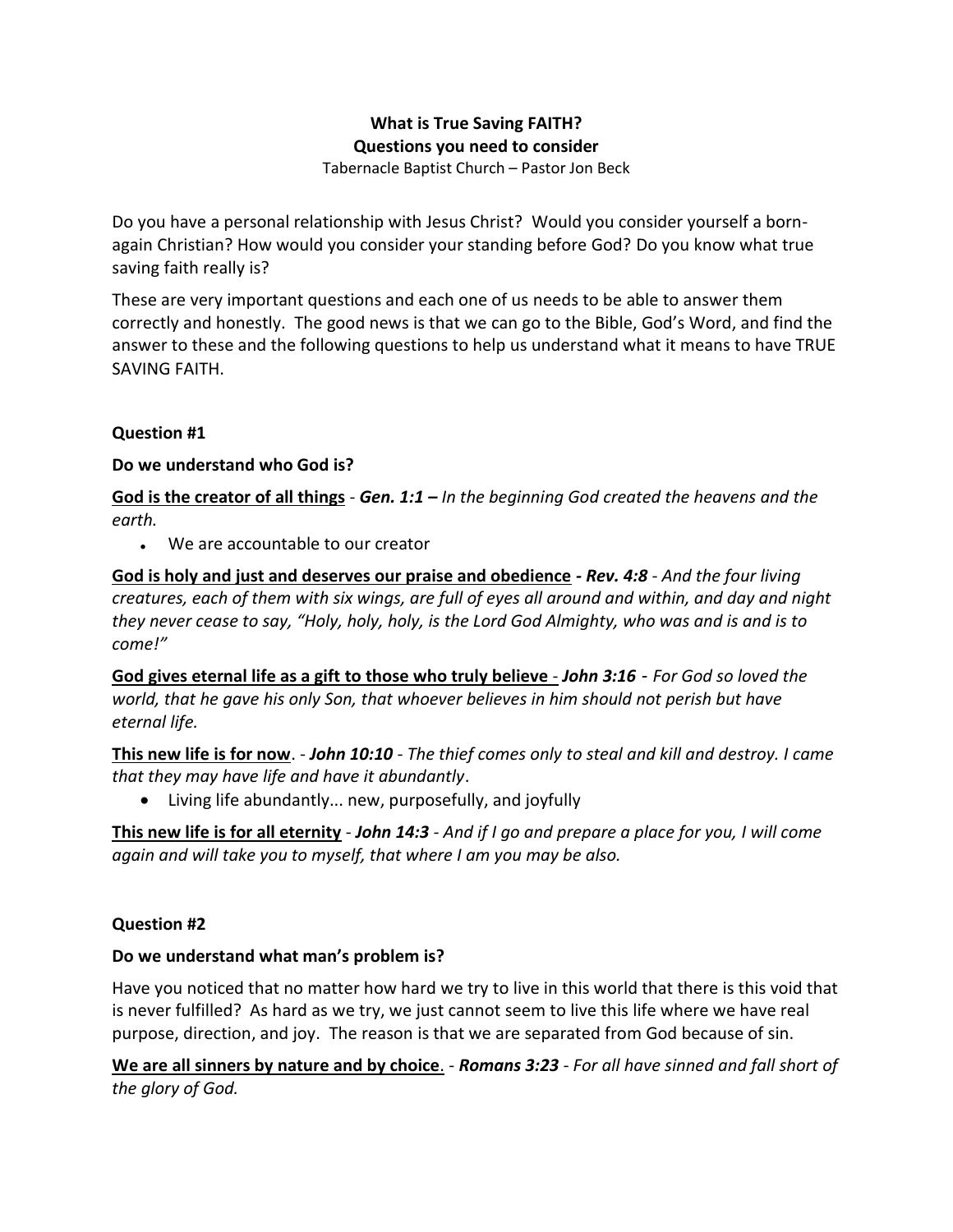# What is True Saving FAITH?

## Questions you need to consider

Tabernacle Baptist Church – Pastor Jon Beck

Do you have a personal relationship with Jesus Christ? Would you consider yourself a born-again Christian? How would you consider your standing before God? Do you know what true saving faith really is?

These are very important questions and each one of us needs to be able to answer them correctly and honestly. The good news is that we can go to the Bible, God's Word, and find the answer to these and the following questions to help us understand what it means to have TRUE SAVING FAITH.

### Question #1

**Do we understand who God is?**

**<u>God is the creator of all things</u>** - ***Gen. 1:1 –*** *In the beginning God created the heavens and the earth.*

- We are accountable to our creator

**<u>God is holy and just and deserves our praise and obedience</u>** ***- Rev. 4:8*** *- And the four living creatures, each of them with six wings, are full of eyes all around and within, and day and night they never cease to say, "Holy, holy, holy, is the Lord God Almighty, who was and is and is to come!"*

**<u>God gives eternal life as a gift to those who truly believe</u>** - ***John 3:16*** *- For God so loved the world, that he gave his only Son, that whoever believes in him should not perish but have eternal life.*

**<u>This new life is for now</u>**. - ***John 10:10*** *- The thief comes only to steal and kill and destroy. I came that they may have life and have it abundantly*.

- Living life abundantly... new, purposefully, and joyfully

**<u>This new life is for all eternity</u>** - ***John 14:3*** *- And if I go and prepare a place for you, I will come again and will take you to myself, that where I am you may be also.*

### Question #2

**Do we understand what man's problem is?**

Have you noticed that no matter how hard we try to live in this world that there is this void that is never fulfilled? As hard as we try, we just cannot seem to live this life where we have real purpose, direction, and joy. The reason is that we are separated from God because of sin.

**<u>We are all sinners by nature and by choice</u>**. - ***Romans 3:23*** *- For all have sinned and fall short of the glory of God.*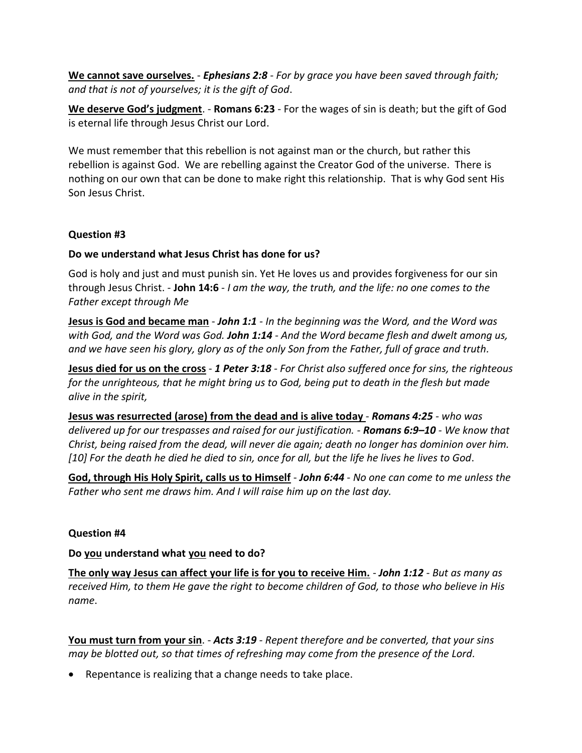**<u>We cannot save ourselves.</u>** - ***Ephesians 2:8*** - *For by grace you have been saved through faith; and that is not of yourselves; it is the gift of God*.

**<u>We deserve God's judgment</u>**. - **Romans 6:23** - For the wages of sin is death; but the gift of God is eternal life through Jesus Christ our Lord.

We must remember that this rebellion is not against man or the church, but rather this rebellion is against God. We are rebelling against the Creator God of the universe. There is nothing on our own that can be done to make right this relationship. That is why God sent His Son Jesus Christ.

**Question #3**

**Do we understand what Jesus Christ has done for us?**

God is holy and just and must punish sin. Yet He loves us and provides forgiveness for our sin through Jesus Christ. - **John 14:6** - *I am the way, the truth, and the life: no one comes to the Father except through Me*

**<u>Jesus is God and became man</u>** - ***John 1:1*** - *In the beginning was the Word, and the Word was with God, and the Word was God.* ***John 1:14*** - *And the Word became flesh and dwelt among us, and we have seen his glory, glory as of the only Son from the Father, full of grace and truth.*

**<u>Jesus died for us on the cross</u>** - ***1 Peter 3:18*** - *For Christ also suffered once for sins, the righteous for the unrighteous, that he might bring us to God, being put to death in the flesh but made alive in the spirit,*

**<u>Jesus was resurrected (arose) from the dead and is alive today</u>** - ***Romans 4:25*** - *who was delivered up for our trespasses and raised for our justification. -* ***Romans 6:9–10*** - *We know that Christ, being raised from the dead, will never die again; death no longer has dominion over him. [10] For the death he died he died to sin, once for all, but the life he lives he lives to God*.

**<u>God, through His Holy Spirit, calls us to Himself</u>** - ***John 6:44*** - *No one can come to me unless the Father who sent me draws him. And I will raise him up on the last day.*

**Question #4**

**Do <u>you</u> understand what <u>you</u> need to do?**

**<u>The only way Jesus can affect your life is for you to receive Him.</u>** - ***John 1:12*** - *But as many as received Him, to them He gave the right to become children of God, to those who believe in His name*.

**<u>You must turn from your sin</u>**. - ***Acts 3:19*** - *Repent therefore and be converted, that your sins may be blotted out, so that times of refreshing may come from the presence of the Lord.*

- Repentance is realizing that a change needs to take place.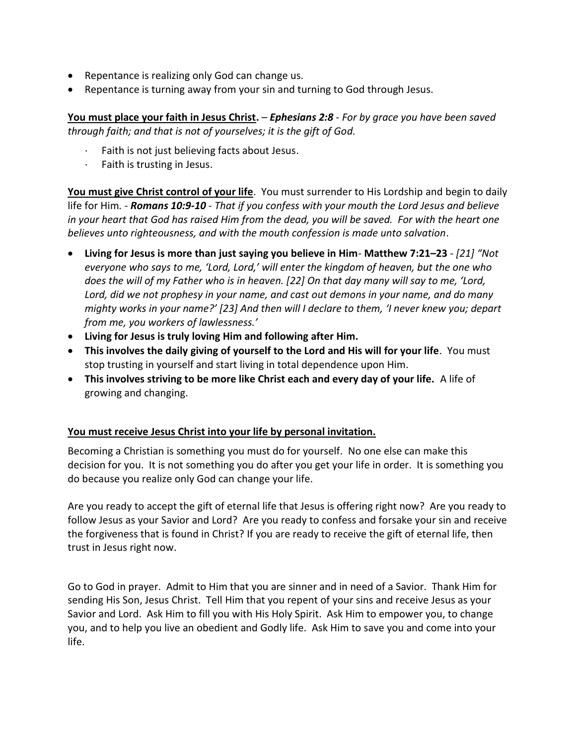- Repentance is realizing only God can change us.
- Repentance is turning away from your sin and turning to God through Jesus.

**<u>You must place your faith in Jesus Christ</u>.** – ***Ephesians 2:8*** *- For by grace you have been saved through faith; and that is not of yourselves; it is the gift of God.*

- Faith is not just believing facts about Jesus.
- Faith is trusting in Jesus.

**<u>You must give Christ control of your life</u>**. You must surrender to His Lordship and begin to daily life for Him. - ***Romans 10:9-10*** *- That if you confess with your mouth the Lord Jesus and believe in your heart that God has raised Him from the dead, you will be saved. For with the heart one believes unto righteousness, and with the mouth confession is made unto salvation*.

- **Living for Jesus is more than just saying you believe in Him- Matthew 7:21–23** - *[21] "Not everyone who says to me, 'Lord, Lord,' will enter the kingdom of heaven, but the one who does the will of my Father who is in heaven. [22] On that day many will say to me, 'Lord, Lord, did we not prophesy in your name, and cast out demons in your name, and do many mighty works in your name?' [23] And then will I declare to them, 'I never knew you; depart from me, you workers of lawlessness.'*
- **Living for Jesus is truly loving Him and following after Him.**
- **This involves the daily giving of yourself to the Lord and His will for your life**. You must stop trusting in yourself and start living in total dependence upon Him.
- **This involves striving to be more like Christ each and every day of your life.** A life of growing and changing.

**<u>You must receive Jesus Christ into your life by personal invitation.</u>**

Becoming a Christian is something you must do for yourself. No one else can make this decision for you. It is not something you do after you get your life in order. It is something you do because you realize only God can change your life.

Are you ready to accept the gift of eternal life that Jesus is offering right now? Are you ready to follow Jesus as your Savior and Lord? Are you ready to confess and forsake your sin and receive the forgiveness that is found in Christ? If you are ready to receive the gift of eternal life, then trust in Jesus right now.

Go to God in prayer. Admit to Him that you are sinner and in need of a Savior. Thank Him for sending His Son, Jesus Christ. Tell Him that you repent of your sins and receive Jesus as your Savior and Lord. Ask Him to fill you with His Holy Spirit. Ask Him to empower you, to change you, and to help you live an obedient and Godly life. Ask Him to save you and come into your life.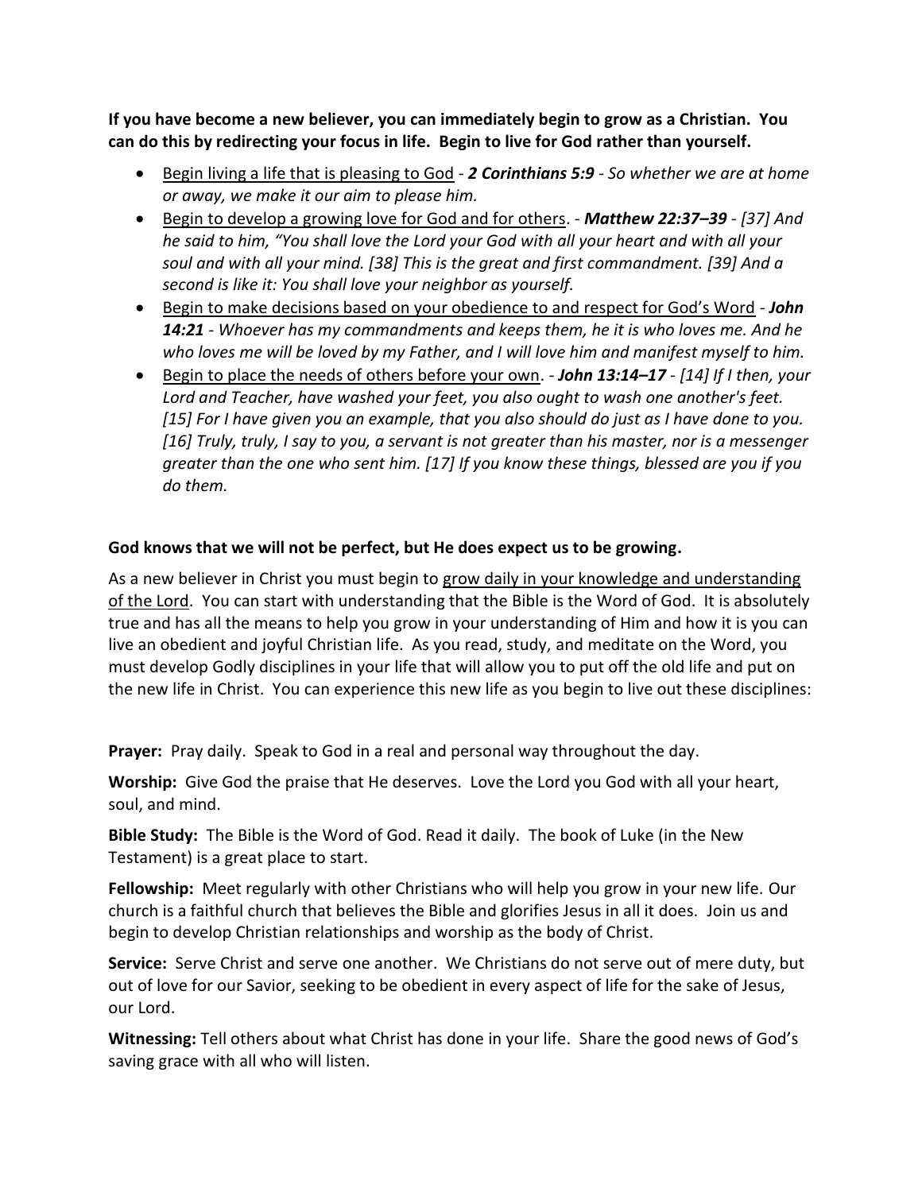**If you have become a new believer, you can immediately begin to grow as a Christian. You can do this by redirecting your focus in life. Begin to live for God rather than yourself.**

- <u>Begin living a life that is pleasing to God</u> - ***2 Corinthians 5:9*** - *So whether we are at home or away, we make it our aim to please him.*
- <u>Begin to develop a growing love for God and for others</u>. - ***Matthew 22:37–39*** - *[37] And he said to him, "You shall love the Lord your God with all your heart and with all your soul and with all your mind. [38] This is the great and first commandment. [39] And a second is like it: You shall love your neighbor as yourself.*
- <u>Begin to make decisions based on your obedience to and respect for God's Word</u> - ***John 14:21*** - *Whoever has my commandments and keeps them, he it is who loves me. And he who loves me will be loved by my Father, and I will love him and manifest myself to him.*
- <u>Begin to place the needs of others before your own</u>. - ***John 13:14–17*** - *[14] If I then, your Lord and Teacher, have washed your feet, you also ought to wash one another's feet. [15] For I have given you an example, that you also should do just as I have done to you. [16] Truly, truly, I say to you, a servant is not greater than his master, nor is a messenger greater than the one who sent him. [17] If you know these things, blessed are you if you do them.*

**God knows that we will not be perfect, but He does expect us to be growing.**

As a new believer in Christ you must begin to <u>grow daily in your knowledge and understanding of the Lord</u>. You can start with understanding that the Bible is the Word of God. It is absolutely true and has all the means to help you grow in your understanding of Him and how it is you can live an obedient and joyful Christian life. As you read, study, and meditate on the Word, you must develop Godly disciplines in your life that will allow you to put off the old life and put on the new life in Christ. You can experience this new life as you begin to live out these disciplines:

**Prayer:** Pray daily. Speak to God in a real and personal way throughout the day.

**Worship:** Give God the praise that He deserves. Love the Lord you God with all your heart, soul, and mind.

**Bible Study:** The Bible is the Word of God. Read it daily. The book of Luke (in the New Testament) is a great place to start.

**Fellowship:** Meet regularly with other Christians who will help you grow in your new life. Our church is a faithful church that believes the Bible and glorifies Jesus in all it does. Join us and begin to develop Christian relationships and worship as the body of Christ.

**Service:** Serve Christ and serve one another. We Christians do not serve out of mere duty, but out of love for our Savior, seeking to be obedient in every aspect of life for the sake of Jesus, our Lord.

**Witnessing:** Tell others about what Christ has done in your life. Share the good news of God's saving grace with all who will listen.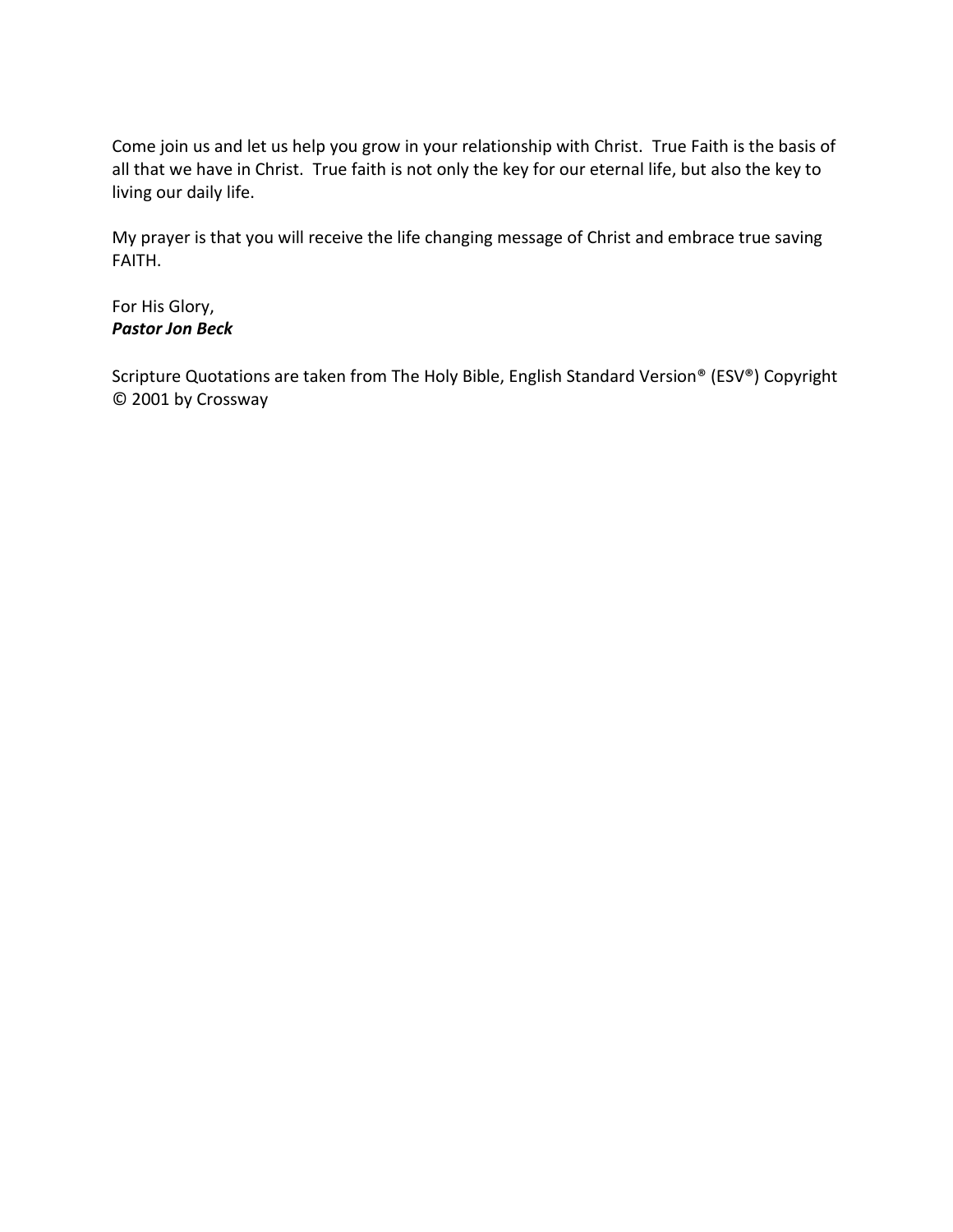Come join us and let us help you grow in your relationship with Christ.  True Faith is the basis of all that we have in Christ.  True faith is not only the key for our eternal life, but also the key to living our daily life.

My prayer is that you will receive the life changing message of Christ and embrace true saving FAITH.

For His Glory,
***Pastor Jon Beck***

Scripture Quotations are taken from The Holy Bible, English Standard Version® (ESV®) Copyright © 2001 by Crossway